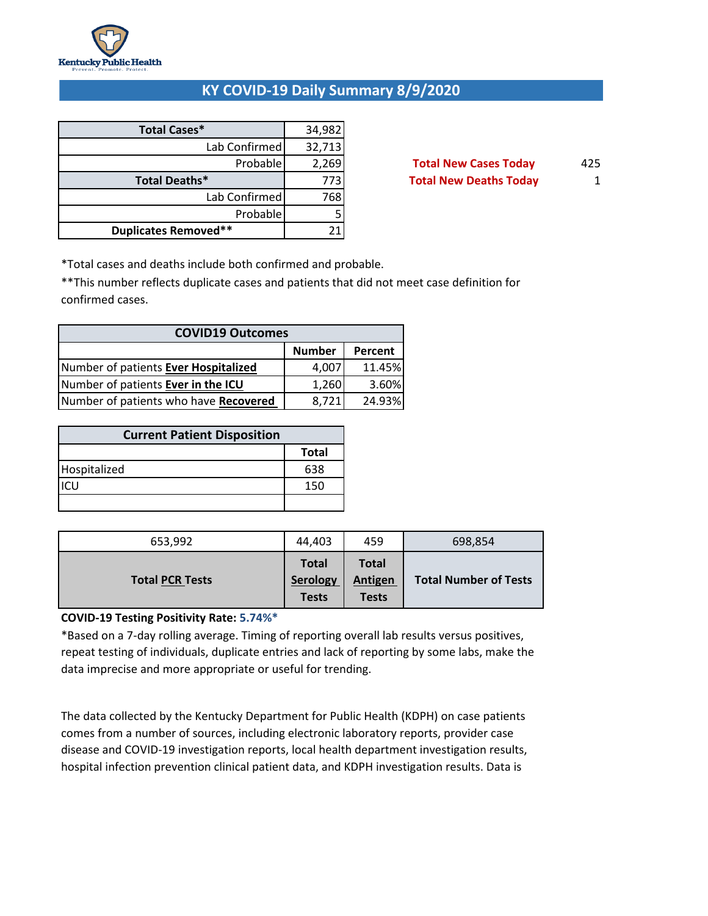Kentucky Public Health
Prevent. Promote. Protect.

# KY COVID-19 Daily Summary 8/9/2020

| Total Cases* | 34,982 |
|---|---|
| Lab Confirmed | 32,713 |
| Probable | 2,269 |
| **Total Deaths*** | 773 |
| Lab Confirmed | 768 |
| Probable | 5 |
| **Duplicates Removed**** | 21 |

**Total New Cases Today** 425

**Total New Deaths Today** 1

*Total cases and deaths include both confirmed and probable.

**This number reflects duplicate cases and patients that did not meet case definition for confirmed cases.

| COVID19 Outcomes | | |
|---|---|---|
| | **Number** | **Percent** |
| Number of patients **Ever Hospitalized** | 4,007 | 11.45% |
| Number of patients **Ever in the ICU** | 1,260 | 3.60% |
| Number of patients who have **Recovered** | 8,721 | 24.93% |

| Current Patient Disposition | |
|---|---|
| | **Total** |
| Hospitalized | 638 |
| ICU | 150 |
| | |

| 653,992 | 44,403 | 459 | 698,854 |
|---|---|---|---|
| **Total PCR Tests** | **Total Serology Tests** | **Total Antigen Tests** | **Total Number of Tests** |

**COVID-19 Testing Positivity Rate: 5.74%***

*Based on a 7-day rolling average. Timing of reporting overall lab results versus positives, repeat testing of individuals, duplicate entries and lack of reporting by some labs, make the data imprecise and more appropriate or useful for trending.

The data collected by the Kentucky Department for Public Health (KDPH) on case patients comes from a number of sources, including electronic laboratory reports, provider case disease and COVID-19 investigation reports, local health department investigation results, hospital infection prevention clinical patient data, and KDPH investigation results. Data is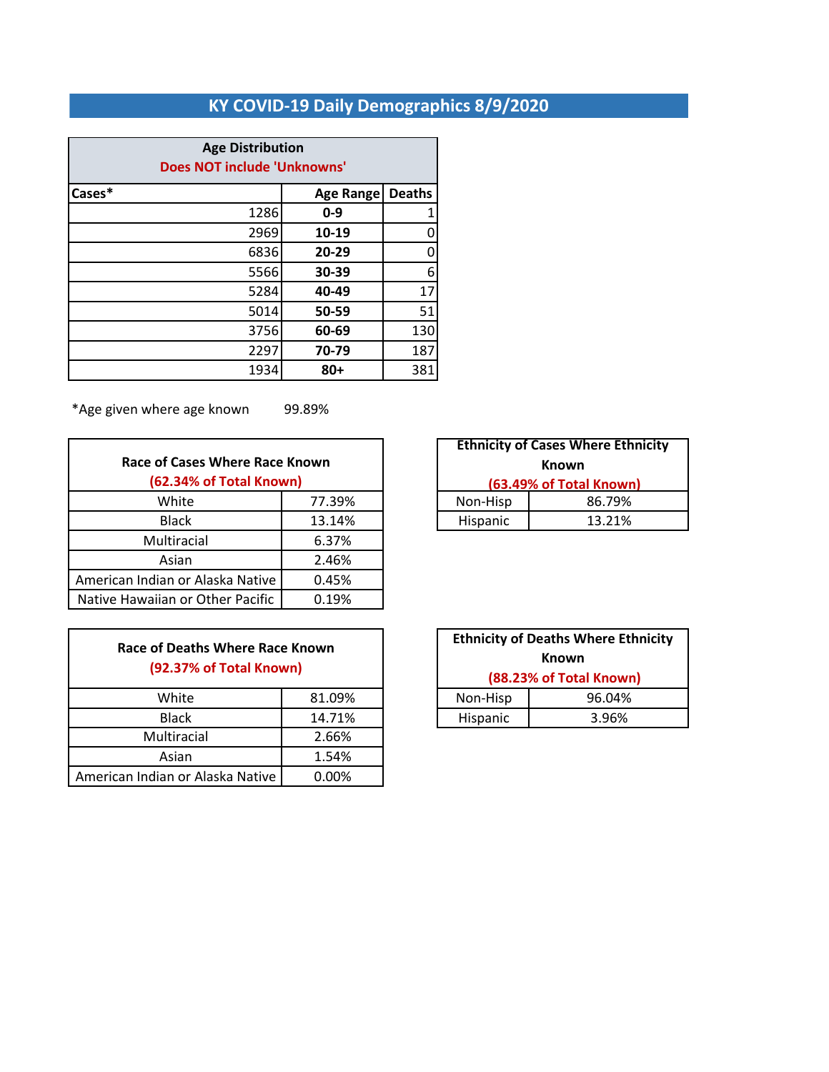# KY COVID-19 Daily Demographics 8/9/2020

**Age Distribution**
**Does NOT include 'Unknowns'**

| Cases* | Age Range | Deaths |
|---|---|---|
| 1286 | **0-9** | 1 |
| 2969 | **10-19** | 0 |
| 6836 | **20-29** | 0 |
| 5566 | **30-39** | 6 |
| 5284 | **40-49** | 17 |
| 5014 | **50-59** | 51 |
| 3756 | **60-69** | 130 |
| 2297 | **70-79** | 187 |
| 1934 | **80+** | 381 |

*Age given where age known 99.89%

| Race of Cases Where Race Known (62.34% of Total Known) | |
|---|---|
| White | 77.39% |
| Black | 13.14% |
| Multiracial | 6.37% |
| Asian | 2.46% |
| American Indian or Alaska Native | 0.45% |
| Native Hawaiian or Other Pacific | 0.19% |

| Ethnicity of Cases Where Ethnicity Known (63.49% of Total Known) | |
|---|---|
| Non-Hisp | 86.79% |
| Hispanic | 13.21% |

| Race of Deaths Where Race Known (92.37% of Total Known) | |
|---|---|
| White | 81.09% |
| Black | 14.71% |
| Multiracial | 2.66% |
| Asian | 1.54% |
| American Indian or Alaska Native | 0.00% |

| Ethnicity of Deaths Where Ethnicity Known (88.23% of Total Known) | |
|---|---|
| Non-Hisp | 96.04% |
| Hispanic | 3.96% |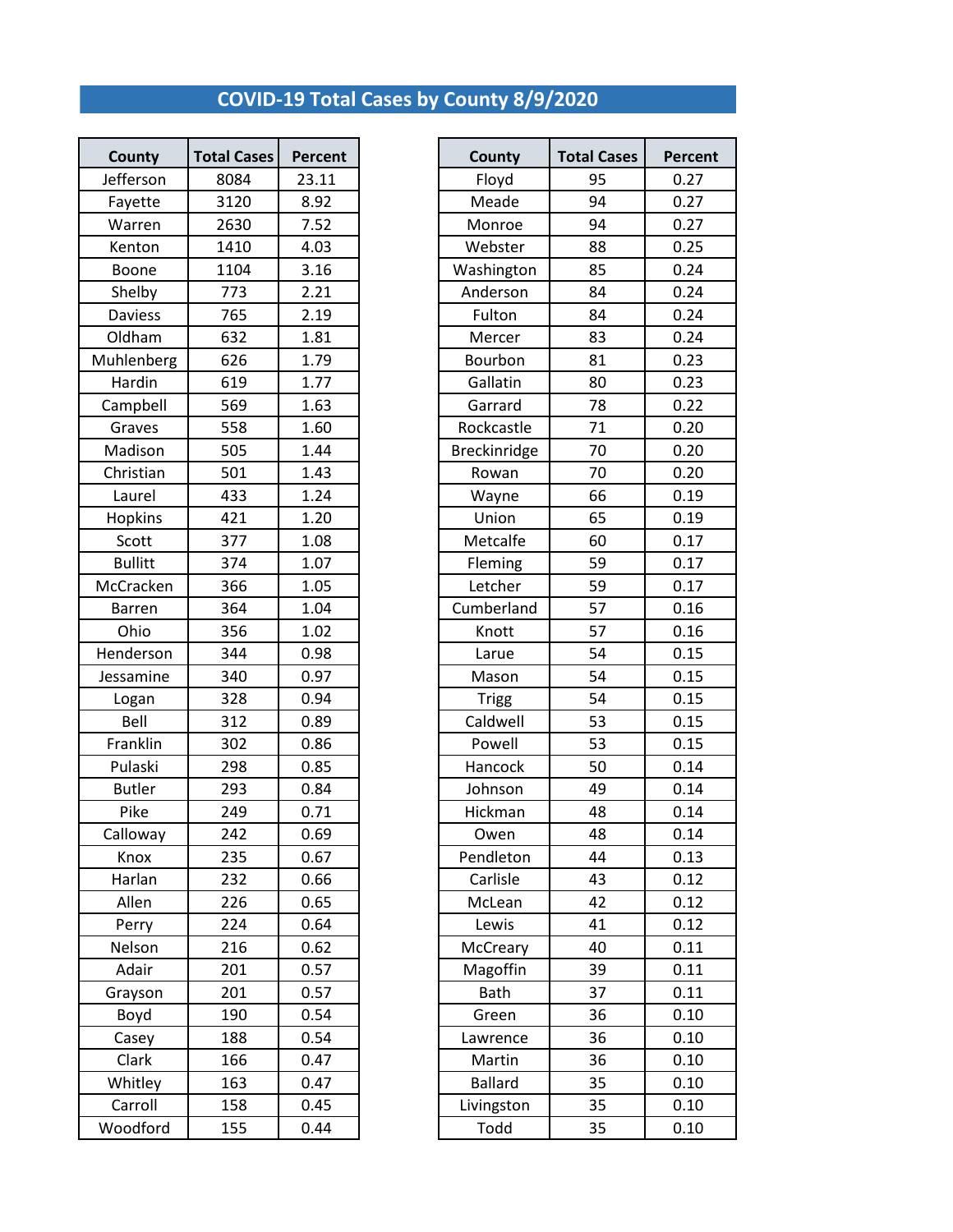# COVID-19 Total Cases by County 8/9/2020

| County | Total Cases | Percent |
|---|---|---|
| Jefferson | 8084 | 23.11 |
| Fayette | 3120 | 8.92 |
| Warren | 2630 | 7.52 |
| Kenton | 1410 | 4.03 |
| Boone | 1104 | 3.16 |
| Shelby | 773 | 2.21 |
| Daviess | 765 | 2.19 |
| Oldham | 632 | 1.81 |
| Muhlenberg | 626 | 1.79 |
| Hardin | 619 | 1.77 |
| Campbell | 569 | 1.63 |
| Graves | 558 | 1.60 |
| Madison | 505 | 1.44 |
| Christian | 501 | 1.43 |
| Laurel | 433 | 1.24 |
| Hopkins | 421 | 1.20 |
| Scott | 377 | 1.08 |
| Bullitt | 374 | 1.07 |
| McCracken | 366 | 1.05 |
| Barren | 364 | 1.04 |
| Ohio | 356 | 1.02 |
| Henderson | 344 | 0.98 |
| Jessamine | 340 | 0.97 |
| Logan | 328 | 0.94 |
| Bell | 312 | 0.89 |
| Franklin | 302 | 0.86 |
| Pulaski | 298 | 0.85 |
| Butler | 293 | 0.84 |
| Pike | 249 | 0.71 |
| Calloway | 242 | 0.69 |
| Knox | 235 | 0.67 |
| Harlan | 232 | 0.66 |
| Allen | 226 | 0.65 |
| Perry | 224 | 0.64 |
| Nelson | 216 | 0.62 |
| Adair | 201 | 0.57 |
| Grayson | 201 | 0.57 |
| Boyd | 190 | 0.54 |
| Casey | 188 | 0.54 |
| Clark | 166 | 0.47 |
| Whitley | 163 | 0.47 |
| Carroll | 158 | 0.45 |
| Woodford | 155 | 0.44 |
| Floyd | 95 | 0.27 |
| Meade | 94 | 0.27 |
| Monroe | 94 | 0.27 |
| Webster | 88 | 0.25 |
| Washington | 85 | 0.24 |
| Anderson | 84 | 0.24 |
| Fulton | 84 | 0.24 |
| Mercer | 83 | 0.24 |
| Bourbon | 81 | 0.23 |
| Gallatin | 80 | 0.23 |
| Garrard | 78 | 0.22 |
| Rockcastle | 71 | 0.20 |
| Breckinridge | 70 | 0.20 |
| Rowan | 70 | 0.20 |
| Wayne | 66 | 0.19 |
| Union | 65 | 0.19 |
| Metcalfe | 60 | 0.17 |
| Fleming | 59 | 0.17 |
| Letcher | 59 | 0.17 |
| Cumberland | 57 | 0.16 |
| Knott | 57 | 0.16 |
| Larue | 54 | 0.15 |
| Mason | 54 | 0.15 |
| Trigg | 54 | 0.15 |
| Caldwell | 53 | 0.15 |
| Powell | 53 | 0.15 |
| Hancock | 50 | 0.14 |
| Johnson | 49 | 0.14 |
| Hickman | 48 | 0.14 |
| Owen | 48 | 0.14 |
| Pendleton | 44 | 0.13 |
| Carlisle | 43 | 0.12 |
| McLean | 42 | 0.12 |
| Lewis | 41 | 0.12 |
| McCreary | 40 | 0.11 |
| Magoffin | 39 | 0.11 |
| Bath | 37 | 0.11 |
| Green | 36 | 0.10 |
| Lawrence | 36 | 0.10 |
| Martin | 36 | 0.10 |
| Ballard | 35 | 0.10 |
| Livingston | 35 | 0.10 |
| Todd | 35 | 0.10 |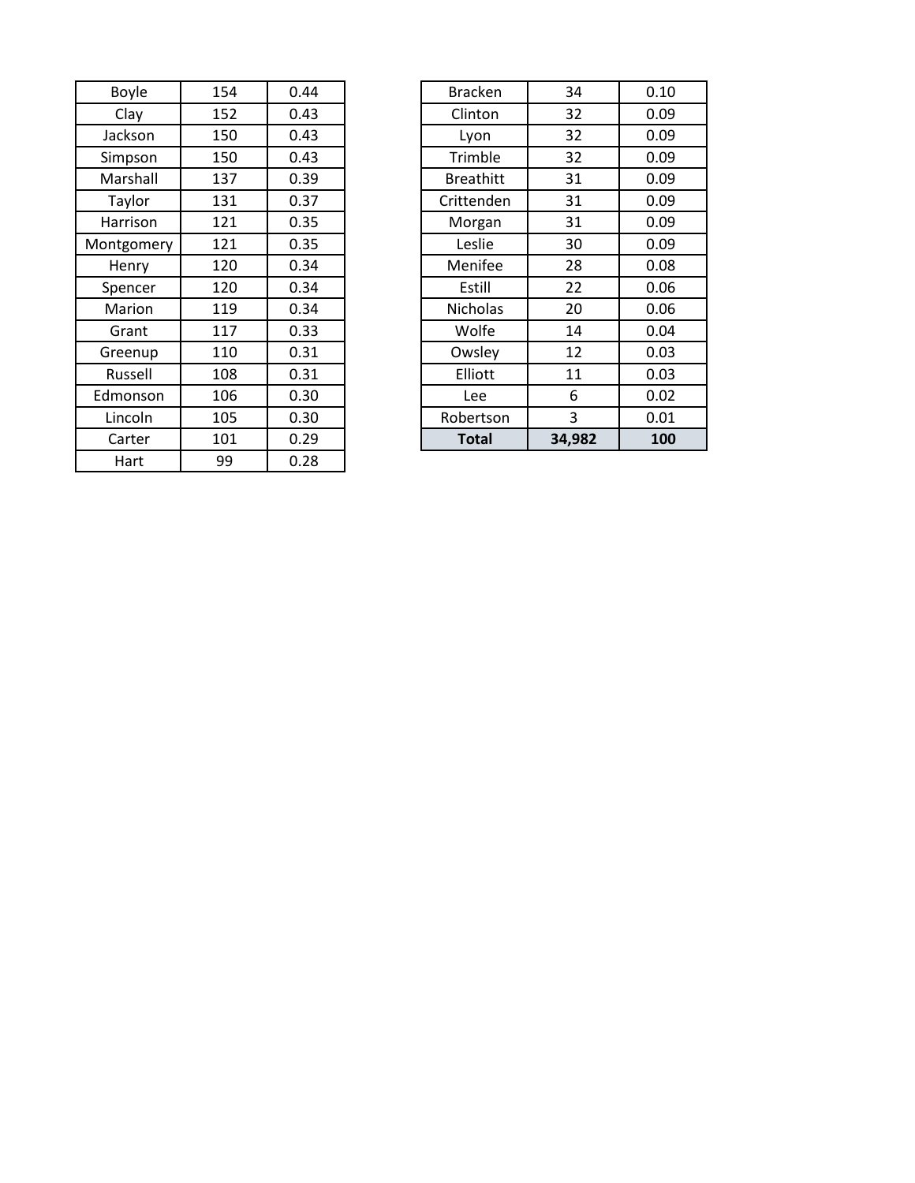| | | |
|---|---|---|
| Boyle | 154 | 0.44 |
| Clay | 152 | 0.43 |
| Jackson | 150 | 0.43 |
| Simpson | 150 | 0.43 |
| Marshall | 137 | 0.39 |
| Taylor | 131 | 0.37 |
| Harrison | 121 | 0.35 |
| Montgomery | 121 | 0.35 |
| Henry | 120 | 0.34 |
| Spencer | 120 | 0.34 |
| Marion | 119 | 0.34 |
| Grant | 117 | 0.33 |
| Greenup | 110 | 0.31 |
| Russell | 108 | 0.31 |
| Edmonson | 106 | 0.30 |
| Lincoln | 105 | 0.30 |
| Carter | 101 | 0.29 |
| Hart | 99 | 0.28 |

| | | |
|---|---|---|
| Bracken | 34 | 0.10 |
| Clinton | 32 | 0.09 |
| Lyon | 32 | 0.09 |
| Trimble | 32 | 0.09 |
| Breathitt | 31 | 0.09 |
| Crittenden | 31 | 0.09 |
| Morgan | 31 | 0.09 |
| Leslie | 30 | 0.09 |
| Menifee | 28 | 0.08 |
| Estill | 22 | 0.06 |
| Nicholas | 20 | 0.06 |
| Wolfe | 14 | 0.04 |
| Owsley | 12 | 0.03 |
| Elliott | 11 | 0.03 |
| Lee | 6 | 0.02 |
| Robertson | 3 | 0.01 |
| **Total** | **34,982** | **100** |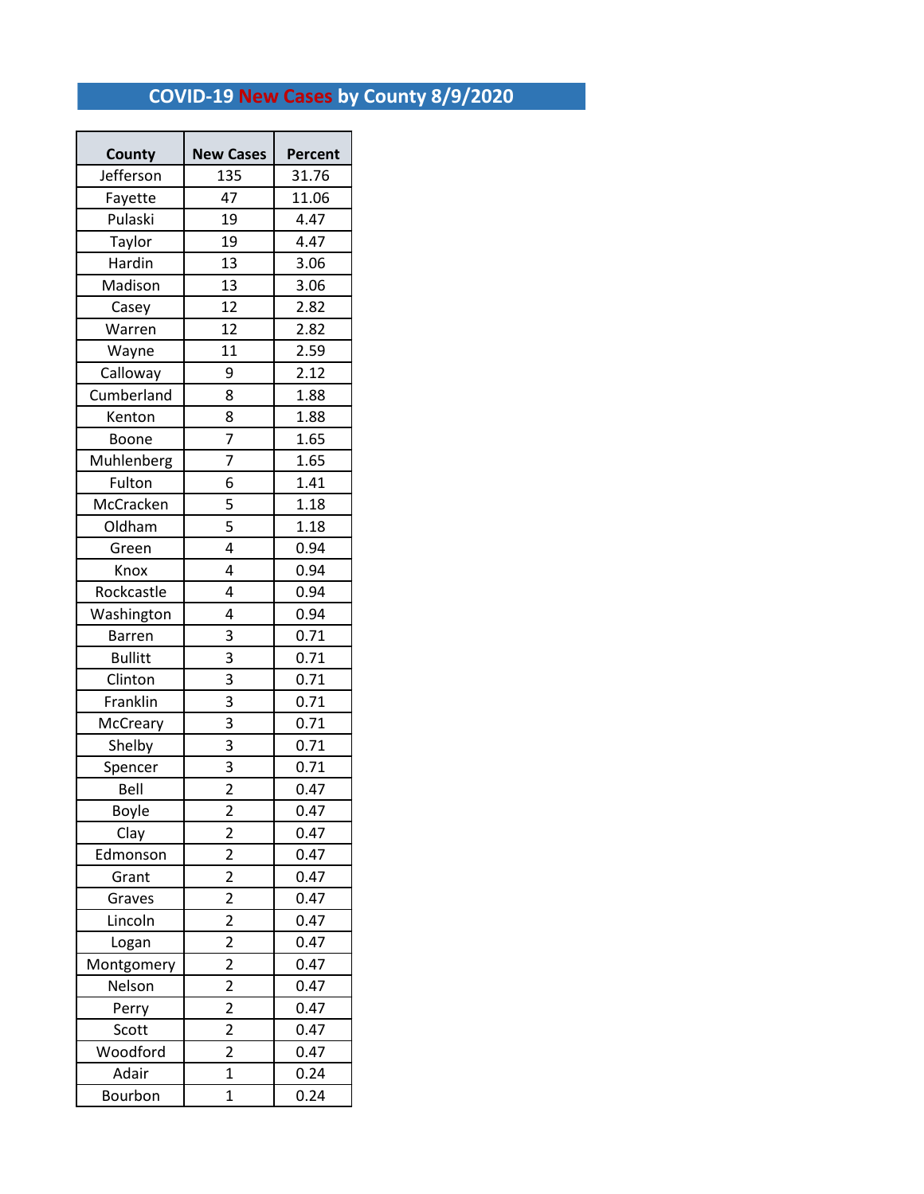# COVID-19 New Cases by County 8/9/2020

| County | New Cases | Percent |
|---|---|---|
| Jefferson | 135 | 31.76 |
| Fayette | 47 | 11.06 |
| Pulaski | 19 | 4.47 |
| Taylor | 19 | 4.47 |
| Hardin | 13 | 3.06 |
| Madison | 13 | 3.06 |
| Casey | 12 | 2.82 |
| Warren | 12 | 2.82 |
| Wayne | 11 | 2.59 |
| Calloway | 9 | 2.12 |
| Cumberland | 8 | 1.88 |
| Kenton | 8 | 1.88 |
| Boone | 7 | 1.65 |
| Muhlenberg | 7 | 1.65 |
| Fulton | 6 | 1.41 |
| McCracken | 5 | 1.18 |
| Oldham | 5 | 1.18 |
| Green | 4 | 0.94 |
| Knox | 4 | 0.94 |
| Rockcastle | 4 | 0.94 |
| Washington | 4 | 0.94 |
| Barren | 3 | 0.71 |
| Bullitt | 3 | 0.71 |
| Clinton | 3 | 0.71 |
| Franklin | 3 | 0.71 |
| McCreary | 3 | 0.71 |
| Shelby | 3 | 0.71 |
| Spencer | 3 | 0.71 |
| Bell | 2 | 0.47 |
| Boyle | 2 | 0.47 |
| Clay | 2 | 0.47 |
| Edmonson | 2 | 0.47 |
| Grant | 2 | 0.47 |
| Graves | 2 | 0.47 |
| Lincoln | 2 | 0.47 |
| Logan | 2 | 0.47 |
| Montgomery | 2 | 0.47 |
| Nelson | 2 | 0.47 |
| Perry | 2 | 0.47 |
| Scott | 2 | 0.47 |
| Woodford | 2 | 0.47 |
| Adair | 1 | 0.24 |
| Bourbon | 1 | 0.24 |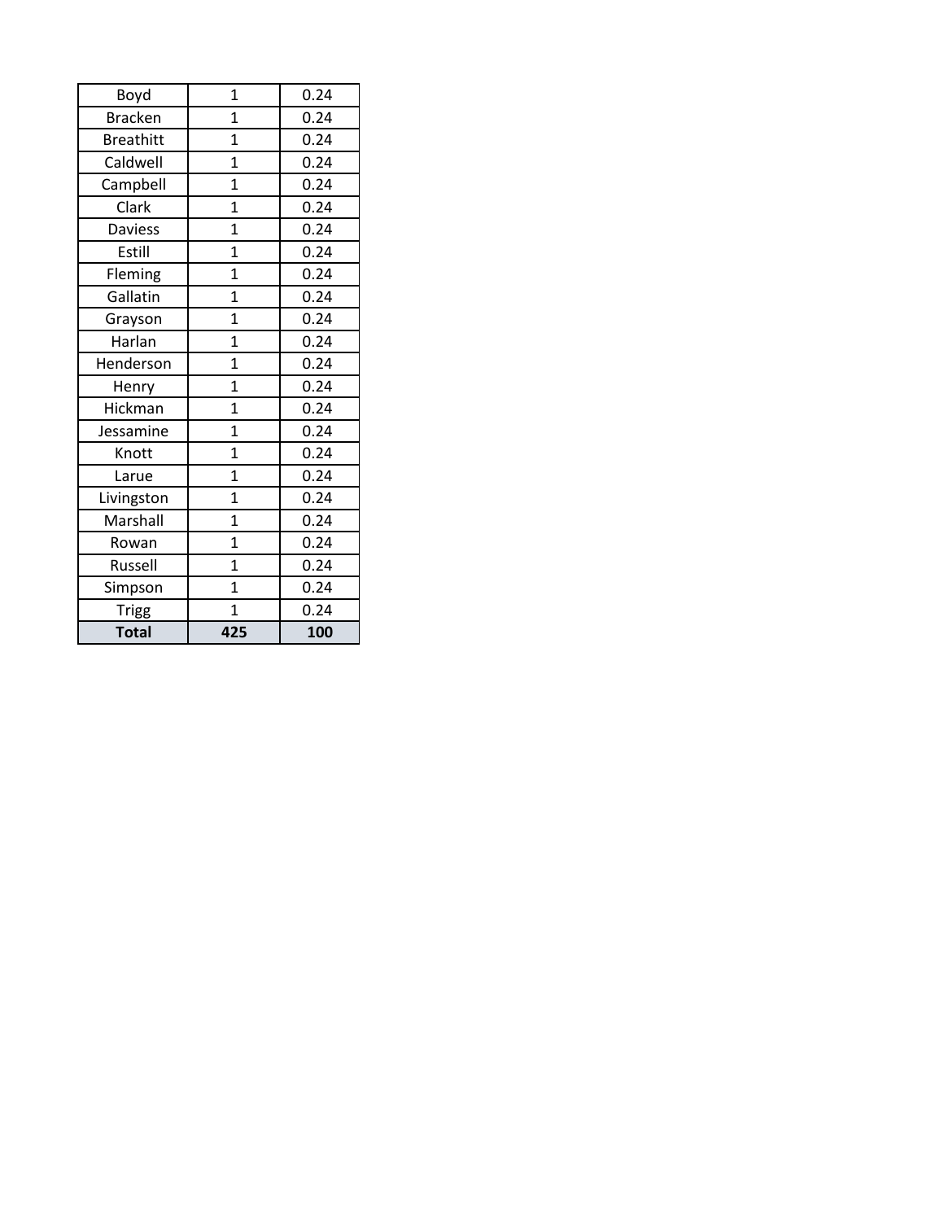| | | |
|---|---|---|
| Boyd | 1 | 0.24 |
| Bracken | 1 | 0.24 |
| Breathitt | 1 | 0.24 |
| Caldwell | 1 | 0.24 |
| Campbell | 1 | 0.24 |
| Clark | 1 | 0.24 |
| Daviess | 1 | 0.24 |
| Estill | 1 | 0.24 |
| Fleming | 1 | 0.24 |
| Gallatin | 1 | 0.24 |
| Grayson | 1 | 0.24 |
| Harlan | 1 | 0.24 |
| Henderson | 1 | 0.24 |
| Henry | 1 | 0.24 |
| Hickman | 1 | 0.24 |
| Jessamine | 1 | 0.24 |
| Knott | 1 | 0.24 |
| Larue | 1 | 0.24 |
| Livingston | 1 | 0.24 |
| Marshall | 1 | 0.24 |
| Rowan | 1 | 0.24 |
| Russell | 1 | 0.24 |
| Simpson | 1 | 0.24 |
| Trigg | 1 | 0.24 |
| **Total** | **425** | **100** |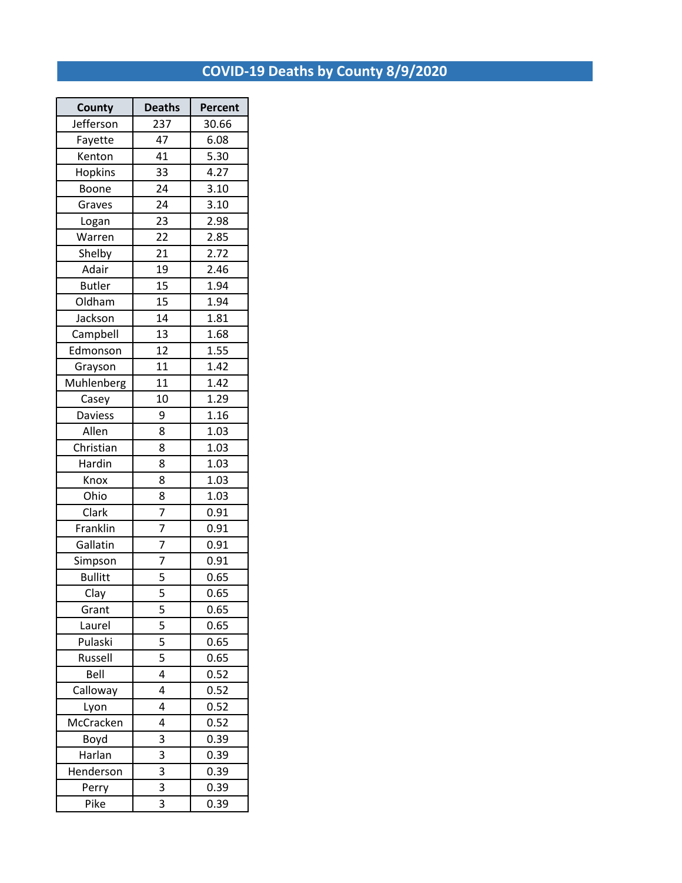# COVID-19 Deaths by County 8/9/2020

| County | Deaths | Percent |
|---|---|---|
| Jefferson | 237 | 30.66 |
| Fayette | 47 | 6.08 |
| Kenton | 41 | 5.30 |
| Hopkins | 33 | 4.27 |
| Boone | 24 | 3.10 |
| Graves | 24 | 3.10 |
| Logan | 23 | 2.98 |
| Warren | 22 | 2.85 |
| Shelby | 21 | 2.72 |
| Adair | 19 | 2.46 |
| Butler | 15 | 1.94 |
| Oldham | 15 | 1.94 |
| Jackson | 14 | 1.81 |
| Campbell | 13 | 1.68 |
| Edmonson | 12 | 1.55 |
| Grayson | 11 | 1.42 |
| Muhlenberg | 11 | 1.42 |
| Casey | 10 | 1.29 |
| Daviess | 9 | 1.16 |
| Allen | 8 | 1.03 |
| Christian | 8 | 1.03 |
| Hardin | 8 | 1.03 |
| Knox | 8 | 1.03 |
| Ohio | 8 | 1.03 |
| Clark | 7 | 0.91 |
| Franklin | 7 | 0.91 |
| Gallatin | 7 | 0.91 |
| Simpson | 7 | 0.91 |
| Bullitt | 5 | 0.65 |
| Clay | 5 | 0.65 |
| Grant | 5 | 0.65 |
| Laurel | 5 | 0.65 |
| Pulaski | 5 | 0.65 |
| Russell | 5 | 0.65 |
| Bell | 4 | 0.52 |
| Calloway | 4 | 0.52 |
| Lyon | 4 | 0.52 |
| McCracken | 4 | 0.52 |
| Boyd | 3 | 0.39 |
| Harlan | 3 | 0.39 |
| Henderson | 3 | 0.39 |
| Perry | 3 | 0.39 |
| Pike | 3 | 0.39 |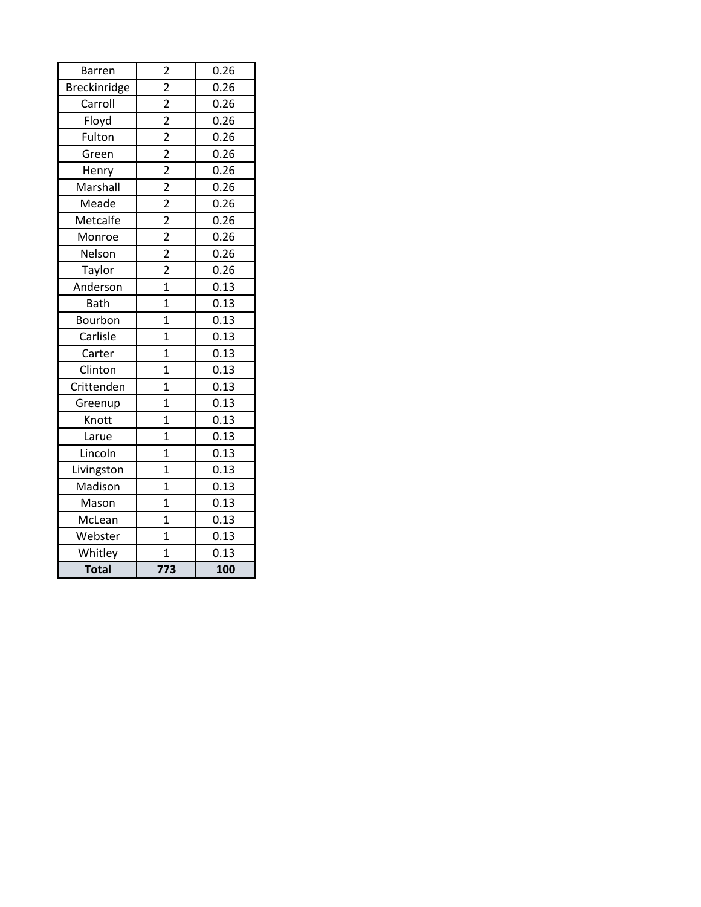| | | |
|---|---|---|
| Barren | 2 | 0.26 |
| Breckinridge | 2 | 0.26 |
| Carroll | 2 | 0.26 |
| Floyd | 2 | 0.26 |
| Fulton | 2 | 0.26 |
| Green | 2 | 0.26 |
| Henry | 2 | 0.26 |
| Marshall | 2 | 0.26 |
| Meade | 2 | 0.26 |
| Metcalfe | 2 | 0.26 |
| Monroe | 2 | 0.26 |
| Nelson | 2 | 0.26 |
| Taylor | 2 | 0.26 |
| Anderson | 1 | 0.13 |
| Bath | 1 | 0.13 |
| Bourbon | 1 | 0.13 |
| Carlisle | 1 | 0.13 |
| Carter | 1 | 0.13 |
| Clinton | 1 | 0.13 |
| Crittenden | 1 | 0.13 |
| Greenup | 1 | 0.13 |
| Knott | 1 | 0.13 |
| Larue | 1 | 0.13 |
| Lincoln | 1 | 0.13 |
| Livingston | 1 | 0.13 |
| Madison | 1 | 0.13 |
| Mason | 1 | 0.13 |
| McLean | 1 | 0.13 |
| Webster | 1 | 0.13 |
| Whitley | 1 | 0.13 |
| **Total** | **773** | **100** |